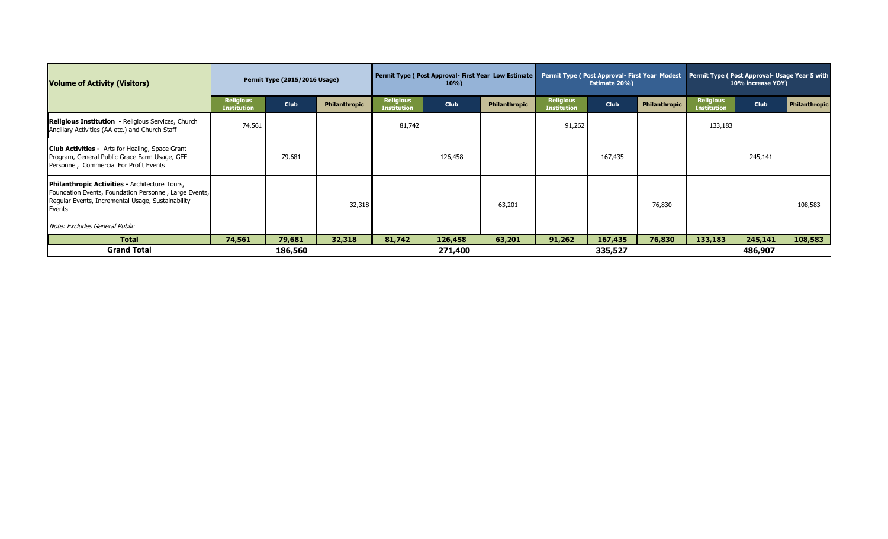| Volume of Activity (Visitors) | Permit Type (2015/2016 Usage) | | | Permit Type ( Post Approval- First Year Low Estimate 10%) | | | Permit Type ( Post Approval- First Year Modest Estimate 20%) | | | Permit Type ( Post Approval- Usage Year 5 with 10% increase YOY) | | |
|---|---|---|---|---|---|---|---|---|---|---|---|---|
| | Religious Institution | Club | Philanthropic | Religious Institution | Club | Philanthropic | Religious Institution | Club | Philanthropic | Religious Institution | Club | Philanthropic |
| **Religious Institution** - Religious Services, Church Ancillary Activities (AA etc.) and Church Staff | 74,561 | | | 81,742 | | | 91,262 | | | 133,183 | | |
| **Club Activities -** Arts for Healing, Space Grant Program, General Public Grace Farm Usage, GFF Personnel, Commercial For Profit Events | | 79,681 | | | 126,458 | | | 167,435 | | | 245,141 | |
| **Philanthropic Activities -** Architecture Tours, Foundation Events, Foundation Personnel, Large Events, Regular Events, Incremental Usage, Sustainability Events *Note: Excludes General Public* | | | 32,318 | | | 63,201 | | | 76,830 | | | 108,583 |
| **Total** | **74,561** | **79,681** | **32,318** | **81,742** | **126,458** | **63,201** | **91,262** | **167,435** | **76,830** | **133,183** | **245,141** | **108,583** |
| **Grand Total** | **186,560** | | | **271,400** | | | **335,527** | | | **486,907** | | |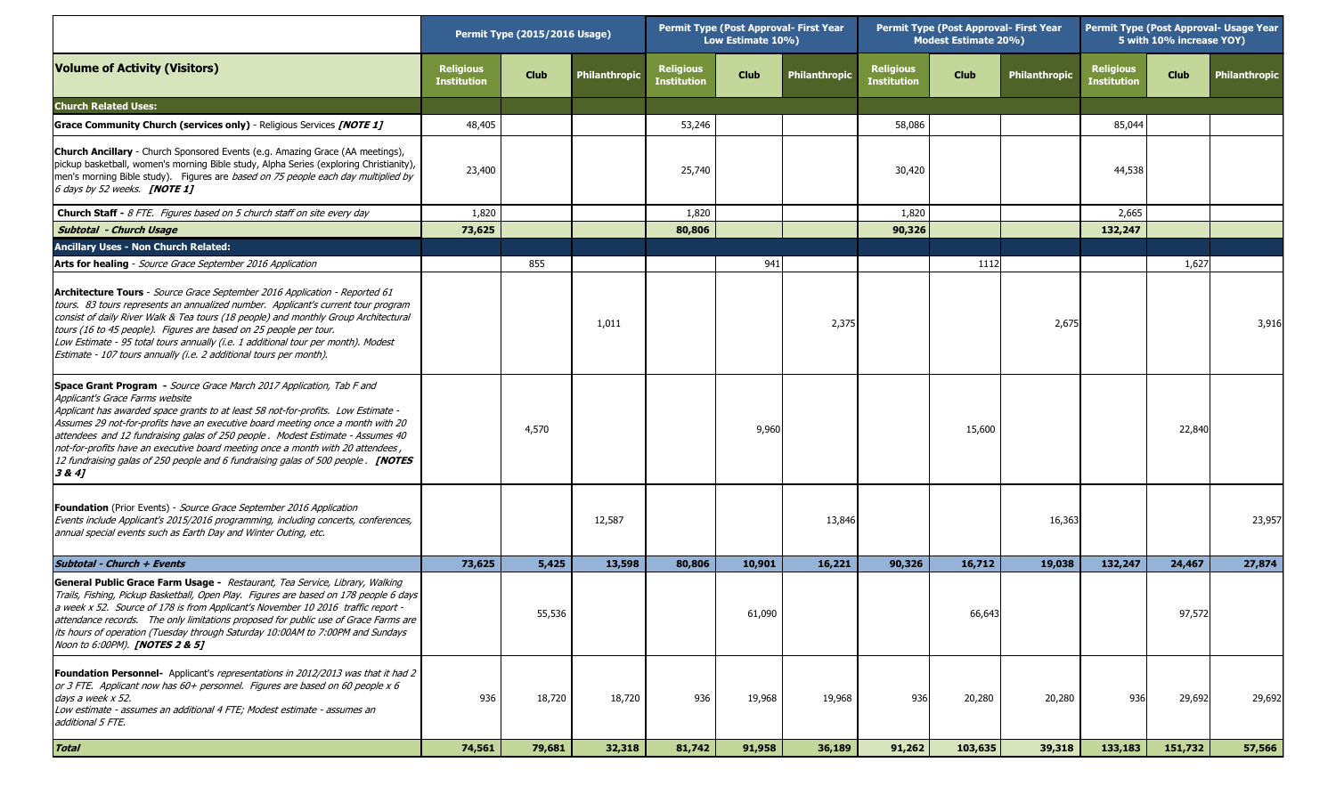| Volume of Activity (Visitors) | Permit Type (2015/2016 Usage) | | | Permit Type (Post Approval- First Year Low Estimate 10%) | | | Permit Type (Post Approval- First Year Modest Estimate 20%) | | | Permit Type (Post Approval- Usage Year 5 with 10% increase YOY) | | |
|---|---|---|---|---|---|---|---|---|---|---|---|---|
| | Religious Institution | Club | Philanthropic | Religious Institution | Club | Philanthropic | Religious Institution | Club | Philanthropic | Religious Institution | Club | Philanthropic |
| **Church Related Uses:** | | | | | | | | | | | | |
| **Grace Community Church (services only)** - Religious Services ***[NOTE 1]*** | 48,405 | | | 53,246 | | | 58,086 | | | 85,044 | | |
| **Church Ancillary** - Church Sponsored Events (e.g. Amazing Grace (AA meetings), pickup basketball, women's morning Bible study, Alpha Series (exploring Christianity), men's morning Bible study). Figures are *based on 75 people each day multiplied by 6 days by 52 weeks.* ***[NOTE 1]*** | 23,400 | | | 25,740 | | | 30,420 | | | 44,538 | | |
| **Church Staff -** *8 FTE. Figures based on 5 church staff on site every day* | 1,820 | | | 1,820 | | | 1,820 | | | 2,665 | | |
| ***Subtotal - Church Usage*** | **73,625** | | | **80,806** | | | **90,326** | | | **132,247** | | |
| **Ancillary Uses - Non Church Related:** | | | | | | | | | | | | |
| **Arts for healing** - *Source Grace September 2016 Application* | | 855 | | | 941 | | | 1112 | | | 1,627 | |
| **Architecture Tours** - *Source Grace September 2016 Application - Reported 61 tours. 83 tours represents an annualized number. Applicant's current tour program consist of daily River Walk & Tea tours (18 people) and monthly Group Architectural tours (16 to 45 people). Figures are based on 25 people per tour. Low Estimate - 95 total tours annually (i.e. 1 additional tour per month). Modest Estimate - 107 tours annually (i.e. 2 additional tours per month).* | | | 1,011 | | | 2,375 | | | 2,675 | | | 3,916 |
| **Space Grant Program -** *Source Grace March 2017 Application, Tab F and Applicant's Grace Farms website Applicant has awarded space grants to at least 58 not-for-profits. Low Estimate - Assumes 29 not-for-profits have an executive board meeting once a month with 20 attendees and 12 fundraising galas of 250 people. Modest Estimate - Assumes 40 not-for-profits have an executive board meeting once a month with 20 attendees, 12 fundraising galas of 250 people and 6 fundraising galas of 500 people.* ***[NOTES 3 & 4]*** | | 4,570 | | | 9,960 | | | 15,600 | | | 22,840 | |
| **Foundation** (Prior Events) - *Source Grace September 2016 Application Events include Applicant's 2015/2016 programming, including concerts, conferences, annual special events such as Earth Day and Winter Outing, etc.* | | | 12,587 | | | 13,846 | | | 16,363 | | | 23,957 |
| ***Subtotal - Church + Events*** | **73,625** | **5,425** | **13,598** | **80,806** | **10,901** | **16,221** | **90,326** | **16,712** | **19,038** | **132,247** | **24,467** | **27,874** |
| **General Public Grace Farm Usage -** *Restaurant, Tea Service, Library, Walking Trails, Fishing, Pickup Basketball, Open Play. Figures are based on 178 people 6 days a week x 52. Source of 178 is from Applicant's November 10 2016 traffic report - attendance records. The only limitations proposed for public use of Grace Farms are its hours of operation (Tuesday through Saturday 10:00AM to 7:00PM and Sundays Noon to 6:00PM).* ***[NOTES 2 & 5]*** | | 55,536 | | | 61,090 | | | 66,643 | | | 97,572 | |
| **Foundation Personnel-** *Applicant's representations in 2012/2013 was that it had 2 or 3 FTE. Applicant now has 60+ personnel. Figures are based on 60 people x 6 days a week x 52. Low estimate - assumes an additional 4 FTE; Modest estimate - assumes an additional 5 FTE.* | 936 | 18,720 | 18,720 | 936 | 19,968 | 19,968 | 936 | 20,280 | 20,280 | 936 | 29,692 | 29,692 |
| ***Total*** | **74,561** | **79,681** | **32,318** | **81,742** | **91,958** | **36,189** | **91,262** | **103,635** | **39,318** | **133,183** | **151,732** | **57,566** |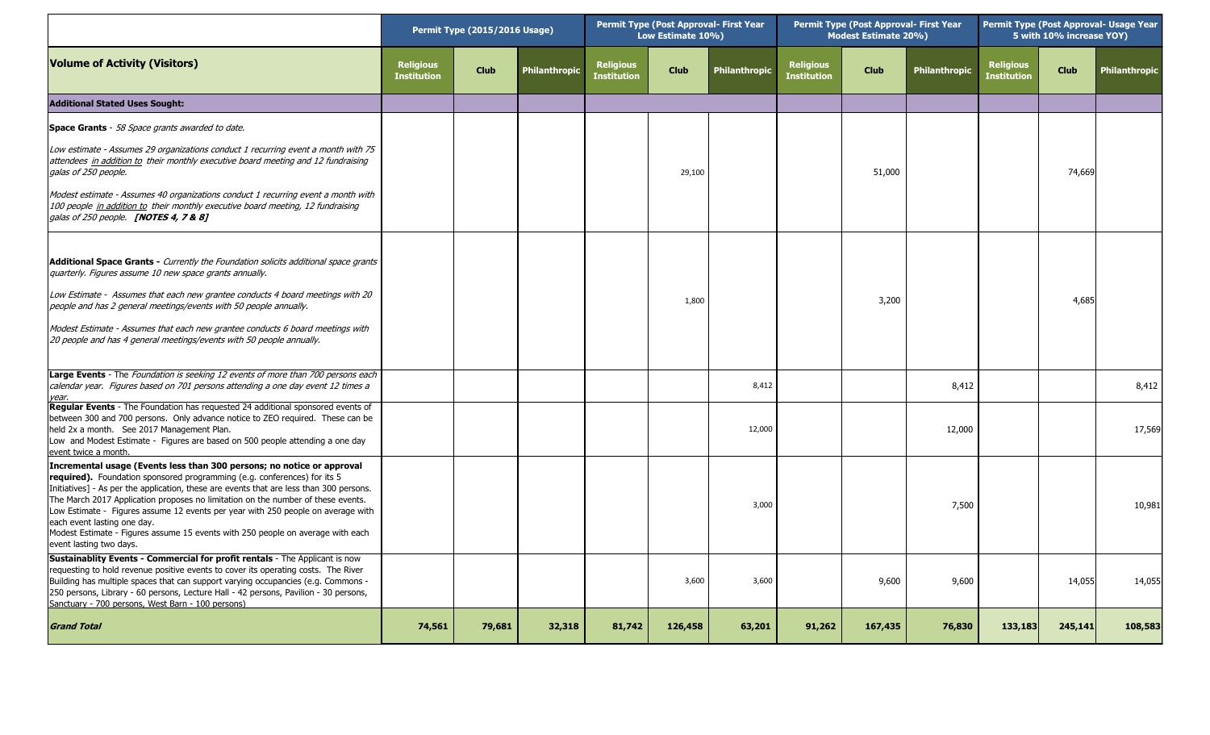| Volume of Activity (Visitors) | Permit Type (2015/2016 Usage) | | | Permit Type (Post Approval- First Year Low Estimate 10%) | | | Permit Type (Post Approval- First Year Modest Estimate 20%) | | | Permit Type (Post Approval- Usage Year 5 with 10% increase YOY) | | |
|---|---|---|---|---|---|---|---|---|---|---|---|---|
| | Religious Institution | Club | Philanthropic | Religious Institution | Club | Philanthropic | Religious Institution | Club | Philanthropic | Religious Institution | Club | Philanthropic |
| **Additional Stated Uses Sought:** | | | | | | | | | | | | |
| **Space Grants** - *58 Space grants awarded to date.*<br>*Low estimate - Assumes 29 organizations conduct 1 recurring event a month with 75 attendees in addition to their monthly executive board meeting and 12 fundraising galas of 250 people.*<br>*Modest estimate - Assumes 40 organizations conduct 1 recurring event a month with 100 people in addition to their monthly executive board meeting, 12 fundraising galas of 250 people.* ***[NOTES 4, 7 & 8]*** | | | | | 29,100 | | | 51,000 | | | 74,669 | |
| **Additional Space Grants** - *Currently the Foundation solicits additional space grants quarterly. Figures assume 10 new space grants annually.*<br>*Low Estimate - Assumes that each new grantee conducts 4 board meetings with 20 people and has 2 general meetings/events with 50 people annually.*<br>*Modest Estimate - Assumes that each new grantee conducts 6 board meetings with 20 people and has 4 general meetings/events with 50 people annually.* | | | | | 1,800 | | | 3,200 | | | 4,685 | |
| **Large Events** - The *Foundation is seeking 12 events of more than 700 persons each calendar year. Figures based on 701 persons attending a one day event 12 times a year.* | | | | | | 8,412 | | | 8,412 | | | 8,412 |
| **Regular Events** - The Foundation has requested 24 additional sponsored events of between 300 and 700 persons. Only advance notice to ZEO required. These can be held 2x a month. See 2017 Management Plan.<br>Low and Modest Estimate - Figures are based on 500 people attending a one day event twice a month. | | | | | | 12,000 | | | 12,000 | | | 17,569 |
| **Incremental usage (Events less than 300 persons; no notice or approval required).** Foundation sponsored programming (e.g. conferences) for its 5 Initiatives] - As per the application, these are events that are less than 300 persons. The March 2017 Application proposes no limitation on the number of these events.<br>Low Estimate - Figures assume 12 events per year with 250 people on average with each event lasting one day.<br>Modest Estimate - Figures assume 15 events with 250 people on average with each event lasting two days. | | | | | | 3,000 | | | 7,500 | | | 10,981 |
| **Sustainablity Events - Commercial for profit rentals** - The Applicant is now requesting to hold revenue positive events to cover its operating costs. The River Building has multiple spaces that can support varying occupancies (e.g. Commons - 250 persons, Library - 60 persons, Lecture Hall - 42 persons, Pavilion - 30 persons, Sanctuary - 700 persons, West Barn - 100 persons) | | | | | 3,600 | 3,600 | | 9,600 | 9,600 | | 14,055 | 14,055 |
| ***Grand Total*** | **74,561** | **79,681** | **32,318** | **81,742** | **126,458** | **63,201** | **91,262** | **167,435** | **76,830** | **133,183** | **245,141** | **108,583** |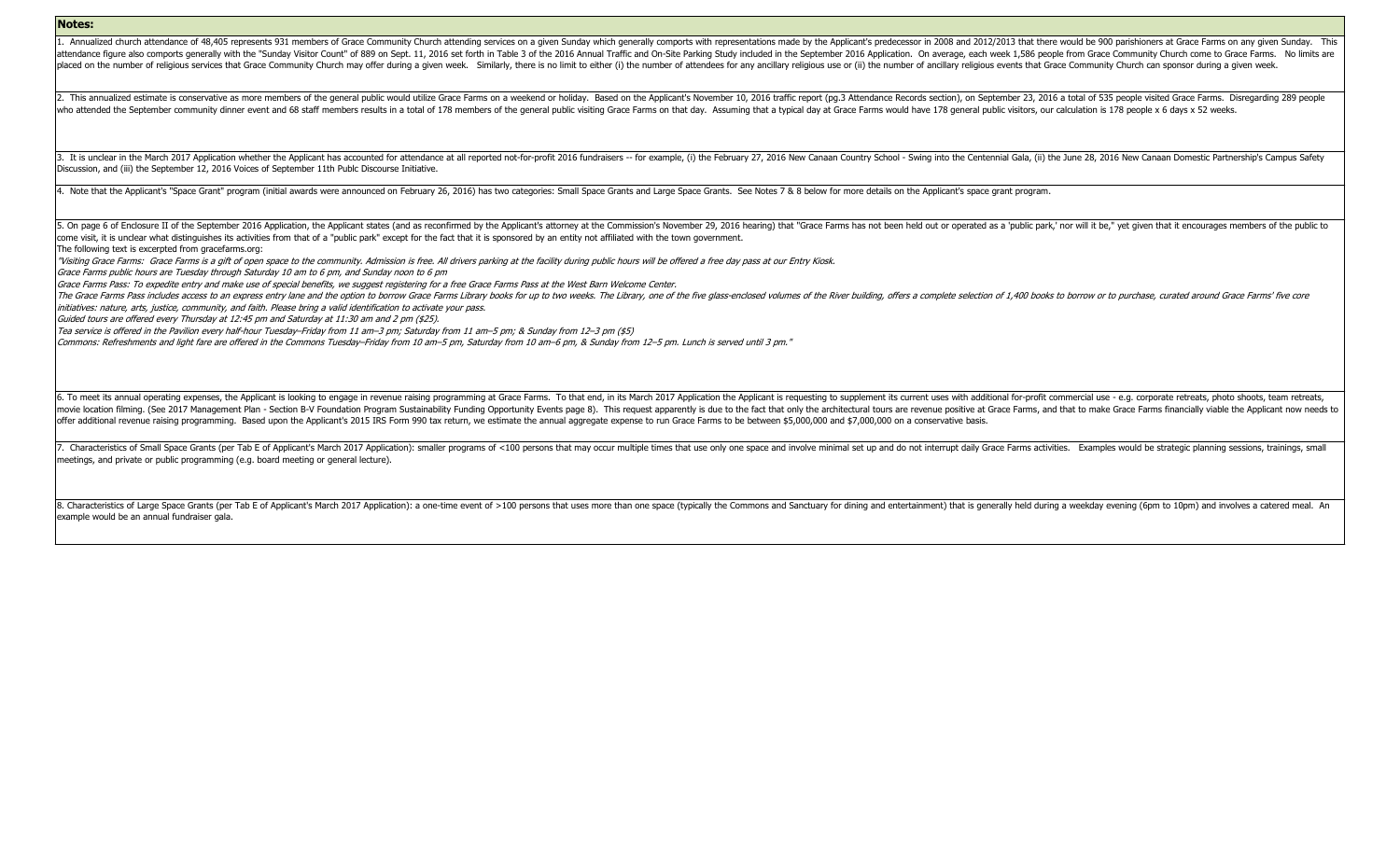**Notes:**

1. Annualized church attendance of 48,405 represents 931 members of Grace Community Church attending services on a given Sunday which generally comports with representations made by the Applicant's predecessor in 2008 and 2012/2013 that there would be 900 parishioners at Grace Farms on any given Sunday. This attendance figure also comports generally with the "Sunday Visitor Count" of 889 on Sept. 11, 2016 set forth in Table 3 of the 2016 Annual Traffic and On-Site Parking Study included in the September 2016 Application. On average, each week 1,586 people from Grace Community Church come to Grace Farms. No limits are placed on the number of religious services that Grace Community Church may offer during a given week. Similarly, there is no limit to either (i) the number of attendees for any ancillary religious use or (ii) the number of ancillary religious events that Grace Community Church can sponsor during a given week.

2. This annualized estimate is conservative as more members of the general public would utilize Grace Farms on a weekend or holiday. Based on the Applicant's November 10, 2016 traffic report (pg.3 Attendance Records section), on September 23, 2016 a total of 535 people visited Grace Farms. Disregarding 289 people who attended the September community dinner event and 68 staff members results in a total of 178 members of the general public visiting Grace Farms on that day. Assuming that a typical day at Grace Farms would have 178 general public visitors, our calculation is 178 people x 6 days x 52 weeks.

3. It is unclear in the March 2017 Application whether the Applicant has accounted for attendance at all reported not-for-profit 2016 fundraisers -- for example, (i) the February 27, 2016 New Canaan Country School - Swing into the Centennial Gala, (ii) the June 28, 2016 New Canaan Domestic Partnership's Campus Safety Discussion, and (iii) the September 12, 2016 Voices of September 11th Publc Discourse Initiative.

4. Note that the Applicant's "Space Grant" program (initial awards were announced on February 26, 2016) has two categories: Small Space Grants and Large Space Grants. See Notes 7 & 8 below for more details on the Applicant's space grant program.

5. On page 6 of Enclosure II of the September 2016 Application, the Applicant states (and as reconfirmed by the Applicant's attorney at the Commission's November 29, 2016 hearing) that "Grace Farms has not been held out or operated as a 'public park,' nor will it be," yet given that it encourages members of the public to come visit, it is unclear what distinguishes its activities from that of a "public park" except for the fact that it is sponsored by an entity not affiliated with the town government.
The following text is excerpted from gracefarms.org:

*"Visiting Grace Farms: Grace Farms is a gift of open space to the community. Admission is free. All drivers parking at the facility during public hours will be offered a free day pass at our Entry Kiosk.*
*Grace Farms public hours are Tuesday through Saturday 10 am to 6 pm, and Sunday noon to 6 pm*
*Grace Farms Pass: To expedite entry and make use of special benefits, we suggest registering for a free Grace Farms Pass at the West Barn Welcome Center.*
*The Grace Farms Pass includes access to an express entry lane and the option to borrow Grace Farms Library books for up to two weeks. The Library, one of the five glass-enclosed volumes of the River building, offers a complete selection of 1,400 books to borrow or to purchase, curated around Grace Farms' five core initiatives: nature, arts, justice, community, and faith. Please bring a valid identification to activate your pass.*
*Guided tours are offered every Thursday at 12:45 pm and Saturday at 11:30 am and 2 pm ($25).*
*Tea service is offered in the Pavilion every half-hour Tuesday–Friday from 11 am–3 pm; Saturday from 11 am–5 pm; & Sunday from 12–3 pm ($5)*
*Commons: Refreshments and light fare are offered in the Commons Tuesday–Friday from 10 am–5 pm, Saturday from 10 am–6 pm, & Sunday from 12–5 pm. Lunch is served until 3 pm."*

6. To meet its annual operating expenses, the Applicant is looking to engage in revenue raising programming at Grace Farms. To that end, in its March 2017 Application the Applicant is requesting to supplement its current uses with additional for-profit commercial use - e.g. corporate retreats, photo shoots, team retreats, movie location filming. (See 2017 Management Plan - Section B-V Foundation Program Sustainability Funding Opportunity Events page 8). This request apparently is due to the fact that only the architectural tours are revenue positive at Grace Farms, and that to make Grace Farms financially viable the Applicant now needs to offer additional revenue raising programming. Based upon the Applicant's 2015 IRS Form 990 tax return, we estimate the annual aggregate expense to run Grace Farms to be between $5,000,000 and $7,000,000 on a conservative basis.

7. Characteristics of Small Space Grants (per Tab E of Applicant's March 2017 Application): smaller programs of <100 persons that may occur multiple times that use only one space and involve minimal set up and do not interrupt daily Grace Farms activities. Examples would be strategic planning sessions, trainings, small meetings, and private or public programming (e.g. board meeting or general lecture).

8. Characteristics of Large Space Grants (per Tab E of Applicant's March 2017 Application): a one-time event of >100 persons that uses more than one space (typically the Commons and Sanctuary for dining and entertainment) that is generally held during a weekday evening (6pm to 10pm) and involves a catered meal. An example would be an annual fundraiser gala.